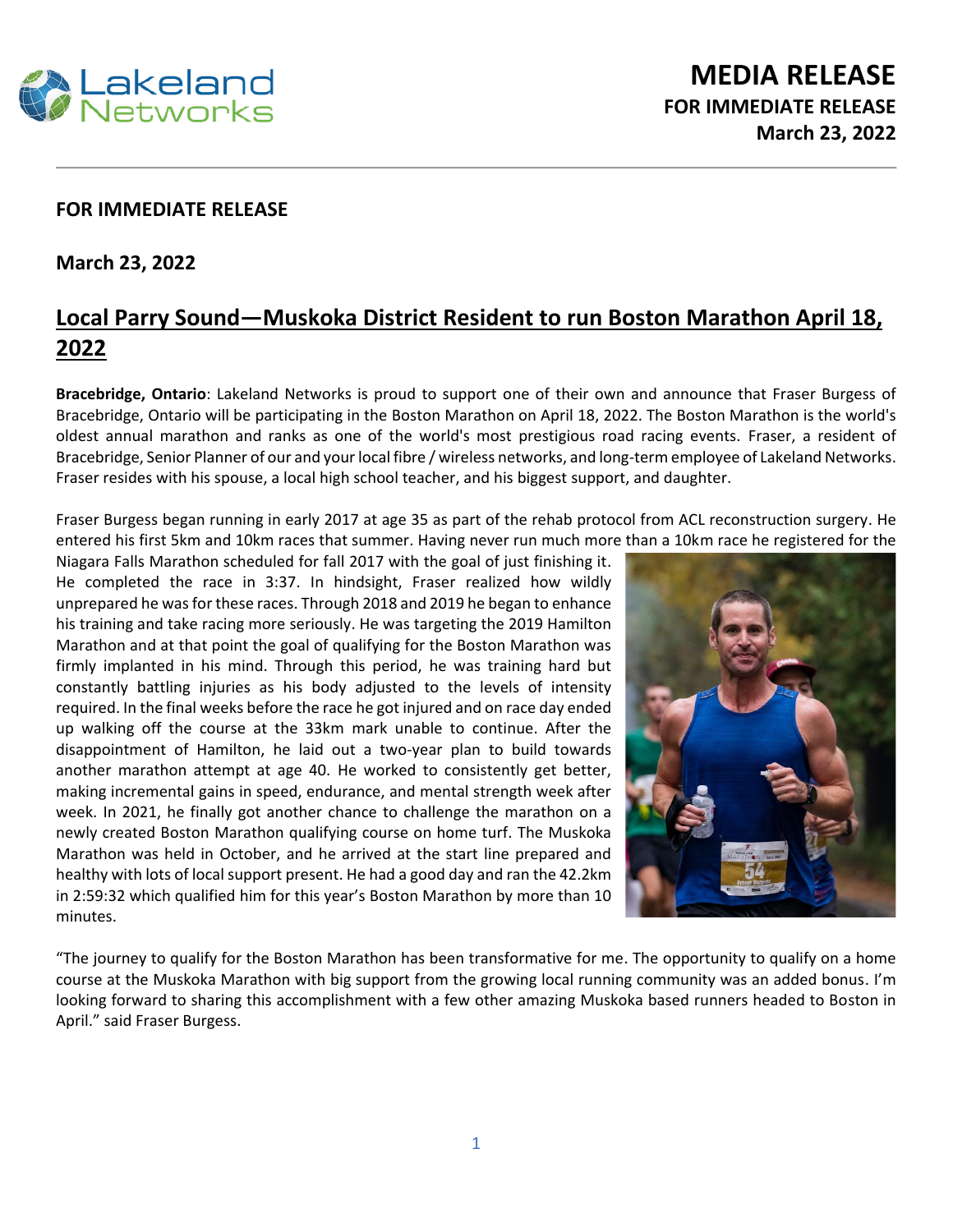Lakeland Networks

# MEDIA RELEASE

**FOR IMMEDIATE RELEASE**

**March 23, 2022**

**FOR IMMEDIATE RELEASE**

**March 23, 2022**

## Local Parry Sound—Muskoka District Resident to run Boston Marathon April 18, 2022

**Bracebridge, Ontario**: Lakeland Networks is proud to support one of their own and announce that Fraser Burgess of Bracebridge, Ontario will be participating in the Boston Marathon on April 18, 2022. The Boston Marathon is the world's oldest annual marathon and ranks as one of the world's most prestigious road racing events. Fraser, a resident of Bracebridge, Senior Planner of our and your local fibre / wireless networks, and long-term employee of Lakeland Networks. Fraser resides with his spouse, a local high school teacher, and his biggest support, and daughter.

Fraser Burgess began running in early 2017 at age 35 as part of the rehab protocol from ACL reconstruction surgery. He entered his first 5km and 10km races that summer. Having never run much more than a 10km race he registered for the Niagara Falls Marathon scheduled for fall 2017 with the goal of just finishing it. He completed the race in 3:37. In hindsight, Fraser realized how wildly unprepared he was for these races. Through 2018 and 2019 he began to enhance his training and take racing more seriously. He was targeting the 2019 Hamilton Marathon and at that point the goal of qualifying for the Boston Marathon was firmly implanted in his mind. Through this period, he was training hard but constantly battling injuries as his body adjusted to the levels of intensity required. In the final weeks before the race he got injured and on race day ended up walking off the course at the 33km mark unable to continue. After the disappointment of Hamilton, he laid out a two-year plan to build towards another marathon attempt at age 40. He worked to consistently get better, making incremental gains in speed, endurance, and mental strength week after week. In 2021, he finally got another chance to challenge the marathon on a newly created Boston Marathon qualifying course on home turf. The Muskoka Marathon was held in October, and he arrived at the start line prepared and healthy with lots of local support present. He had a good day and ran the 42.2km in 2:59:32 which qualified him for this year's Boston Marathon by more than 10 minutes.

"The journey to qualify for the Boston Marathon has been transformative for me. The opportunity to qualify on a home course at the Muskoka Marathon with big support from the growing local running community was an added bonus. I'm looking forward to sharing this accomplishment with a few other amazing Muskoka based runners headed to Boston in April." said Fraser Burgess.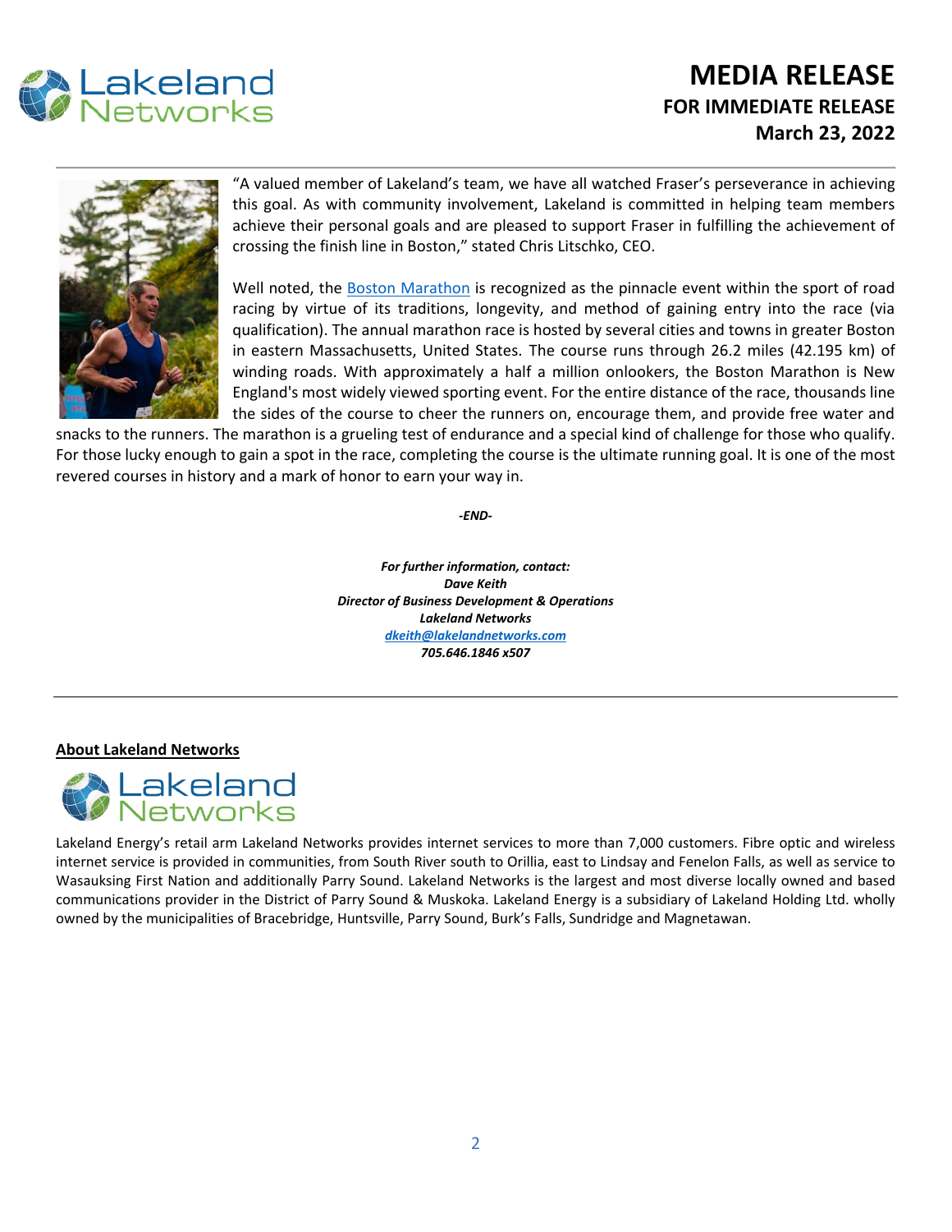# MEDIA RELEASE
**FOR IMMEDIATE RELEASE**
**March 23, 2022**

"A valued member of Lakeland's team, we have all watched Fraser's perseverance in achieving this goal. As with community involvement, Lakeland is committed in helping team members achieve their personal goals and are pleased to support Fraser in fulfilling the achievement of crossing the finish line in Boston," stated Chris Litschko, CEO.

Well noted, the Boston Marathon is recognized as the pinnacle event within the sport of road racing by virtue of its traditions, longevity, and method of gaining entry into the race (via qualification). The annual marathon race is hosted by several cities and towns in greater Boston in eastern Massachusetts, United States. The course runs through 26.2 miles (42.195 km) of winding roads. With approximately a half a million onlookers, the Boston Marathon is New England's most widely viewed sporting event. For the entire distance of the race, thousands line the sides of the course to cheer the runners on, encourage them, and provide free water and snacks to the runners. The marathon is a grueling test of endurance and a special kind of challenge for those who qualify. For those lucky enough to gain a spot in the race, completing the course is the ultimate running goal. It is one of the most revered courses in history and a mark of honor to earn your way in.

***-END-***

***For further information, contact:***
***Dave Keith***
***Director of Business Development & Operations***
***Lakeland Networks***
***dkeith@lakelandnetworks.com***
***705.646.1846 x507***

---

**About Lakeland Networks**

Lakeland Energy's retail arm Lakeland Networks provides internet services to more than 7,000 customers. Fibre optic and wireless internet service is provided in communities, from South River south to Orillia, east to Lindsay and Fenelon Falls, as well as service to Wasauksing First Nation and additionally Parry Sound. Lakeland Networks is the largest and most diverse locally owned and based communications provider in the District of Parry Sound & Muskoka. Lakeland Energy is a subsidiary of Lakeland Holding Ltd. wholly owned by the municipalities of Bracebridge, Huntsville, Parry Sound, Burk's Falls, Sundridge and Magnetawan.